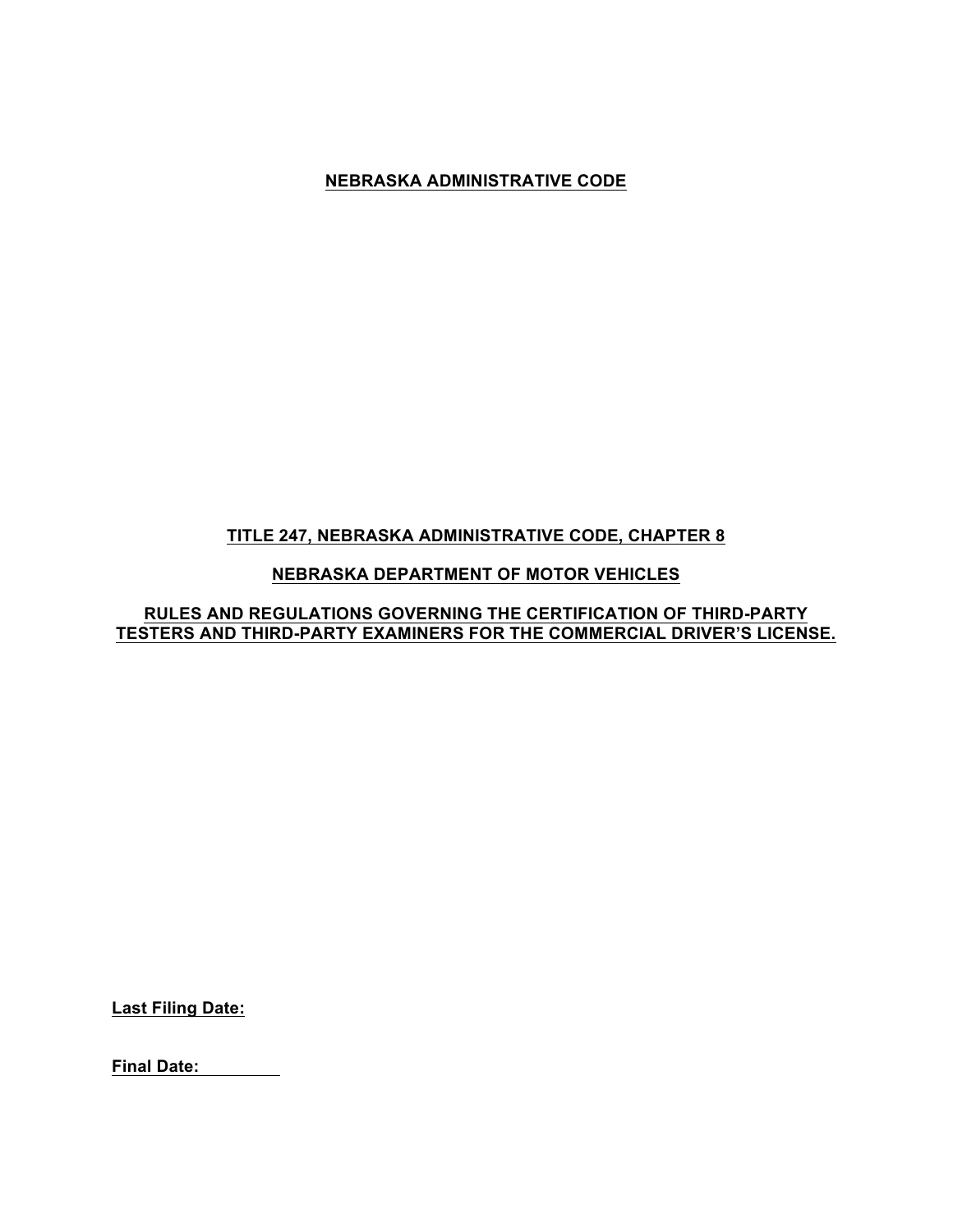# NEBRASKA ADMINISTRATIVE CODE

## TITLE 247, NEBRASKA ADMINISTRATIVE CODE, CHAPTER 8

## NEBRASKA DEPARTMENT OF MOTOR VEHICLES

## RULES AND REGULATIONS GOVERNING THE CERTIFICATION OF THIRD-PARTY TESTERS AND THIRD-PARTY EXAMINERS FOR THE COMMERCIAL DRIVER'S LICENSE.

**Last Filing Date:**

**Final Date:**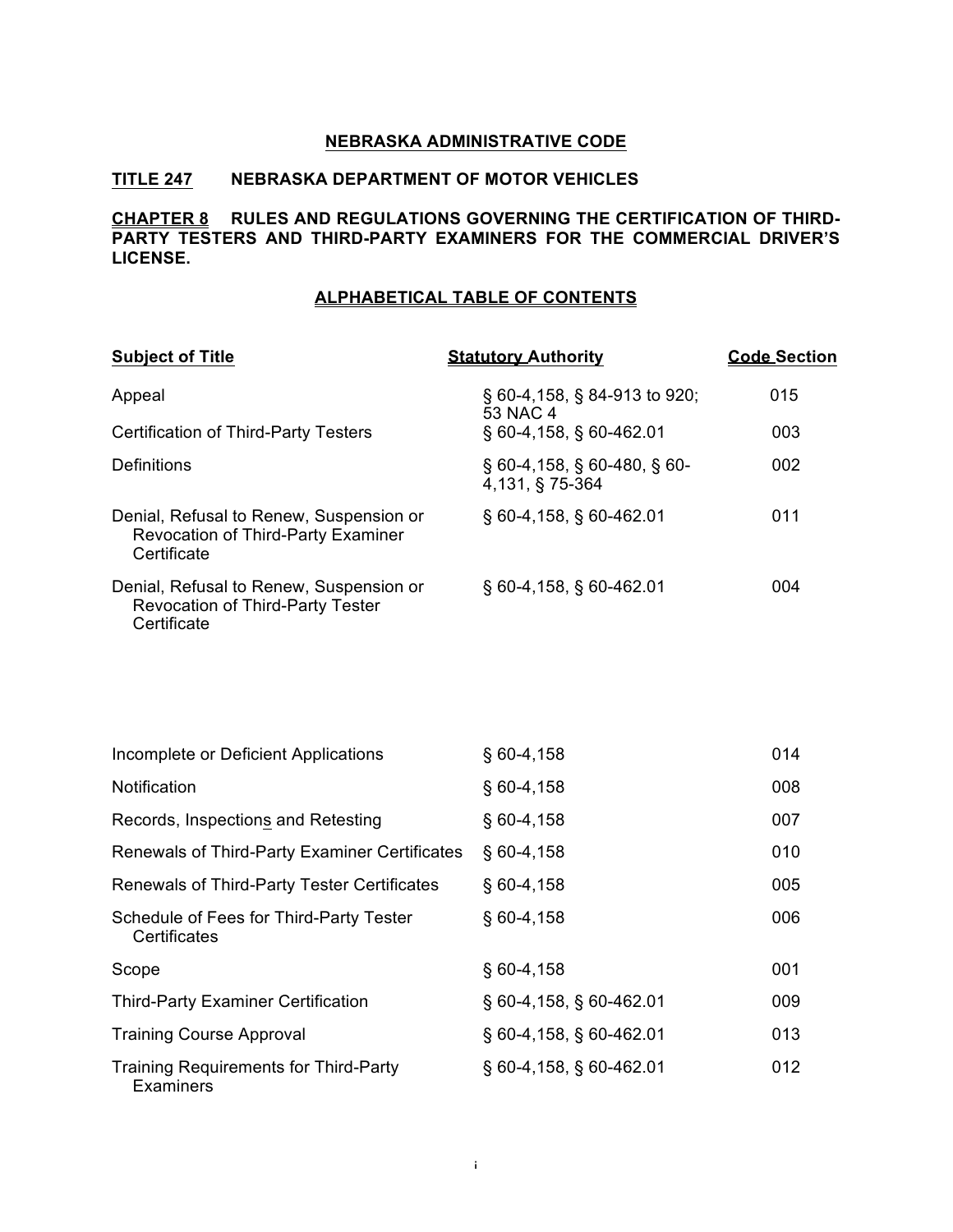**NEBRASKA ADMINISTRATIVE CODE**

**TITLE 247 NEBRASKA DEPARTMENT OF MOTOR VEHICLES**

**CHAPTER 8 RULES AND REGULATIONS GOVERNING THE CERTIFICATION OF THIRD-PARTY TESTERS AND THIRD-PARTY EXAMINERS FOR THE COMMERCIAL DRIVER'S LICENSE.**

**ALPHABETICAL TABLE OF CONTENTS**

| Subject of Title | Statutory Authority | Code Section |
|---|---|---|
| Appeal | § 60-4,158, § 84-913 to 920; 53 NAC 4 | 015 |
| Certification of Third-Party Testers | § 60-4,158, § 60-462.01 | 003 |
| Definitions | § 60-4,158, § 60-480, § 60-4,131, § 75-364 | 002 |
| Denial, Refusal to Renew, Suspension or Revocation of Third-Party Examiner Certificate | § 60-4,158, § 60-462.01 | 011 |
| Denial, Refusal to Renew, Suspension or Revocation of Third-Party Tester Certificate | § 60-4,158, § 60-462.01 | 004 |
| Incomplete or Deficient Applications | § 60-4,158 | 014 |
| Notification | § 60-4,158 | 008 |
| Records, Inspections and Retesting | § 60-4,158 | 007 |
| Renewals of Third-Party Examiner Certificates | § 60-4,158 | 010 |
| Renewals of Third-Party Tester Certificates | § 60-4,158 | 005 |
| Schedule of Fees for Third-Party Tester Certificates | § 60-4,158 | 006 |
| Scope | § 60-4,158 | 001 |
| Third-Party Examiner Certification | § 60-4,158, § 60-462.01 | 009 |
| Training Course Approval | § 60-4,158, § 60-462.01 | 013 |
| Training Requirements for Third-Party Examiners | § 60-4,158, § 60-462.01 | 012 |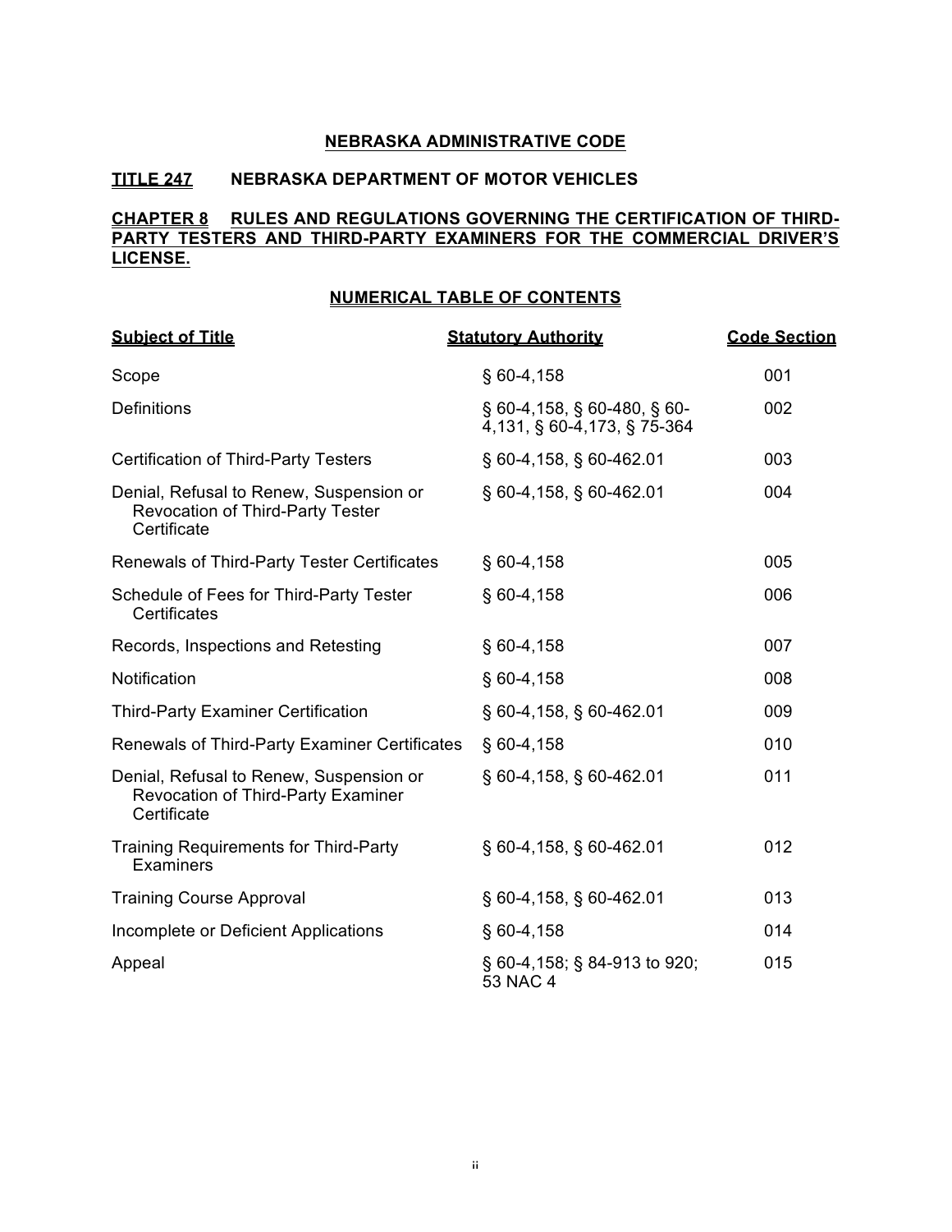# NEBRASKA ADMINISTRATIVE CODE

## TITLE 247 NEBRASKA DEPARTMENT OF MOTOR VEHICLES

## CHAPTER 8 RULES AND REGULATIONS GOVERNING THE CERTIFICATION OF THIRD-PARTY TESTERS AND THIRD-PARTY EXAMINERS FOR THE COMMERCIAL DRIVER'S LICENSE.

### NUMERICAL TABLE OF CONTENTS

| Subject of Title | Statutory Authority | Code Section |
|---|---|---|
| Scope | § 60-4,158 | 001 |
| Definitions | § 60-4,158, § 60-480, § 60-4,131, § 60-4,173, § 75-364 | 002 |
| Certification of Third-Party Testers | § 60-4,158, § 60-462.01 | 003 |
| Denial, Refusal to Renew, Suspension or Revocation of Third-Party Tester Certificate | § 60-4,158, § 60-462.01 | 004 |
| Renewals of Third-Party Tester Certificates | § 60-4,158 | 005 |
| Schedule of Fees for Third-Party Tester Certificates | § 60-4,158 | 006 |
| Records, Inspections and Retesting | § 60-4,158 | 007 |
| Notification | § 60-4,158 | 008 |
| Third-Party Examiner Certification | § 60-4,158, § 60-462.01 | 009 |
| Renewals of Third-Party Examiner Certificates | § 60-4,158 | 010 |
| Denial, Refusal to Renew, Suspension or Revocation of Third-Party Examiner Certificate | § 60-4,158, § 60-462.01 | 011 |
| Training Requirements for Third-Party Examiners | § 60-4,158, § 60-462.01 | 012 |
| Training Course Approval | § 60-4,158, § 60-462.01 | 013 |
| Incomplete or Deficient Applications | § 60-4,158 | 014 |
| Appeal | § 60-4,158; § 84-913 to 920; 53 NAC 4 | 015 |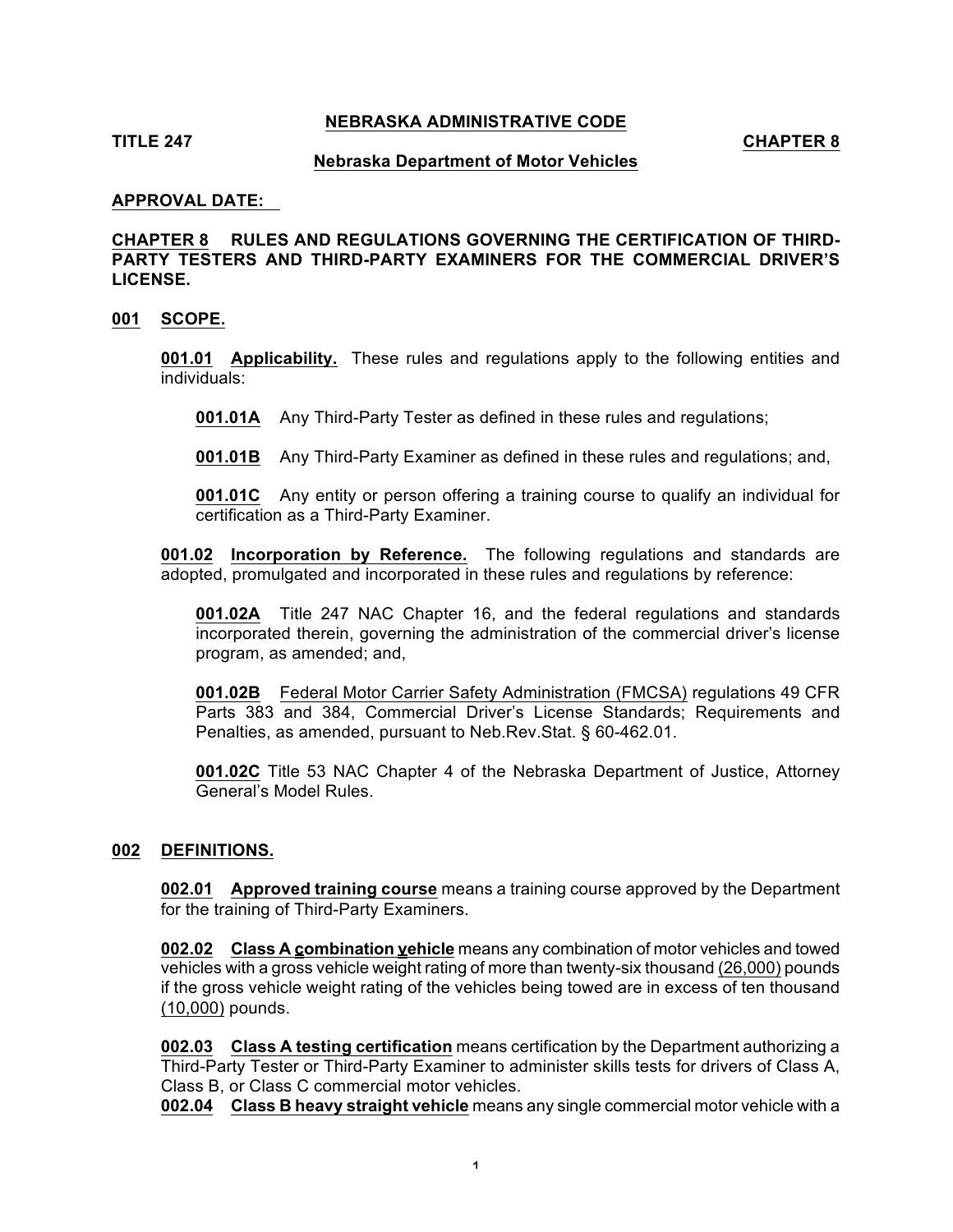**NEBRASKA ADMINISTRATIVE CODE**

**TITLE 247** **CHAPTER 8**

**Nebraska Department of Motor Vehicles**

**APPROVAL DATE:**

**CHAPTER 8 RULES AND REGULATIONS GOVERNING THE CERTIFICATION OF THIRD-PARTY TESTERS AND THIRD-PARTY EXAMINERS FOR THE COMMERCIAL DRIVER'S LICENSE.**

**001 SCOPE.**

**001.01 Applicability.** These rules and regulations apply to the following entities and individuals:

**001.01A** Any Third-Party Tester as defined in these rules and regulations;

**001.01B** Any Third-Party Examiner as defined in these rules and regulations; and,

**001.01C** Any entity or person offering a training course to qualify an individual for certification as a Third-Party Examiner.

**001.02 Incorporation by Reference.** The following regulations and standards are adopted, promulgated and incorporated in these rules and regulations by reference:

**001.02A** Title 247 NAC Chapter 16, and the federal regulations and standards incorporated therein, governing the administration of the commercial driver's license program, as amended; and,

**001.02B** Federal Motor Carrier Safety Administration (FMCSA) regulations 49 CFR Parts 383 and 384, Commercial Driver's License Standards; Requirements and Penalties, as amended, pursuant to Neb.Rev.Stat. § 60-462.01.

**001.02C** Title 53 NAC Chapter 4 of the Nebraska Department of Justice, Attorney General's Model Rules.

**002 DEFINITIONS.**

**002.01 Approved training course** means a training course approved by the Department for the training of Third-Party Examiners.

**002.02 Class A combination vehicle** means any combination of motor vehicles and towed vehicles with a gross vehicle weight rating of more than twenty-six thousand (26,000) pounds if the gross vehicle weight rating of the vehicles being towed are in excess of ten thousand (10,000) pounds.

**002.03 Class A testing certification** means certification by the Department authorizing a Third-Party Tester or Third-Party Examiner to administer skills tests for drivers of Class A, Class B, or Class C commercial motor vehicles.

**002.04 Class B heavy straight vehicle** means any single commercial motor vehicle with a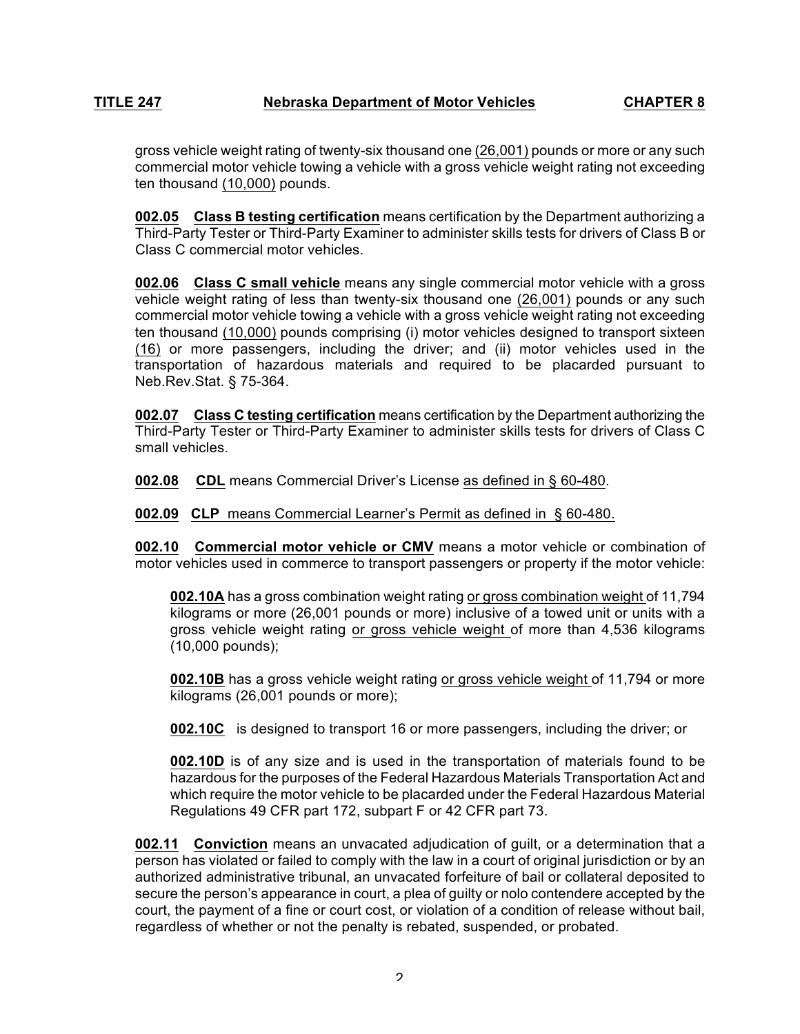gross vehicle weight rating of twenty-six thousand one (26,001) pounds or more or any such commercial motor vehicle towing a vehicle with a gross vehicle weight rating not exceeding ten thousand (10,000) pounds.

**002.05 Class B testing certification** means certification by the Department authorizing a Third-Party Tester or Third-Party Examiner to administer skills tests for drivers of Class B or Class C commercial motor vehicles.

**002.06 Class C small vehicle** means any single commercial motor vehicle with a gross vehicle weight rating of less than twenty-six thousand one (26,001) pounds or any such commercial motor vehicle towing a vehicle with a gross vehicle weight rating not exceeding ten thousand (10,000) pounds comprising (i) motor vehicles designed to transport sixteen (16) or more passengers, including the driver; and (ii) motor vehicles used in the transportation of hazardous materials and required to be placarded pursuant to Neb.Rev.Stat. § 75-364.

**002.07 Class C testing certification** means certification by the Department authorizing the Third-Party Tester or Third-Party Examiner to administer skills tests for drivers of Class C small vehicles.

**002.08 CDL** means Commercial Driver's License as defined in § 60-480.

**002.09 CLP** means Commercial Learner's Permit as defined in § 60-480.

**002.10 Commercial motor vehicle or CMV** means a motor vehicle or combination of motor vehicles used in commerce to transport passengers or property if the motor vehicle:

> **002.10A** has a gross combination weight rating or gross combination weight of 11,794 kilograms or more (26,001 pounds or more) inclusive of a towed unit or units with a gross vehicle weight rating or gross vehicle weight of more than 4,536 kilograms (10,000 pounds);
>
> **002.10B** has a gross vehicle weight rating or gross vehicle weight of 11,794 or more kilograms (26,001 pounds or more);
>
> **002.10C** is designed to transport 16 or more passengers, including the driver; or
>
> **002.10D** is of any size and is used in the transportation of materials found to be hazardous for the purposes of the Federal Hazardous Materials Transportation Act and which require the motor vehicle to be placarded under the Federal Hazardous Material Regulations 49 CFR part 172, subpart F or 42 CFR part 73.

**002.11 Conviction** means an unvacated adjudication of guilt, or a determination that a person has violated or failed to comply with the law in a court of original jurisdiction or by an authorized administrative tribunal, an unvacated forfeiture of bail or collateral deposited to secure the person's appearance in court, a plea of guilty or nolo contendere accepted by the court, the payment of a fine or court cost, or violation of a condition of release without bail, regardless of whether or not the penalty is rebated, suspended, or probated.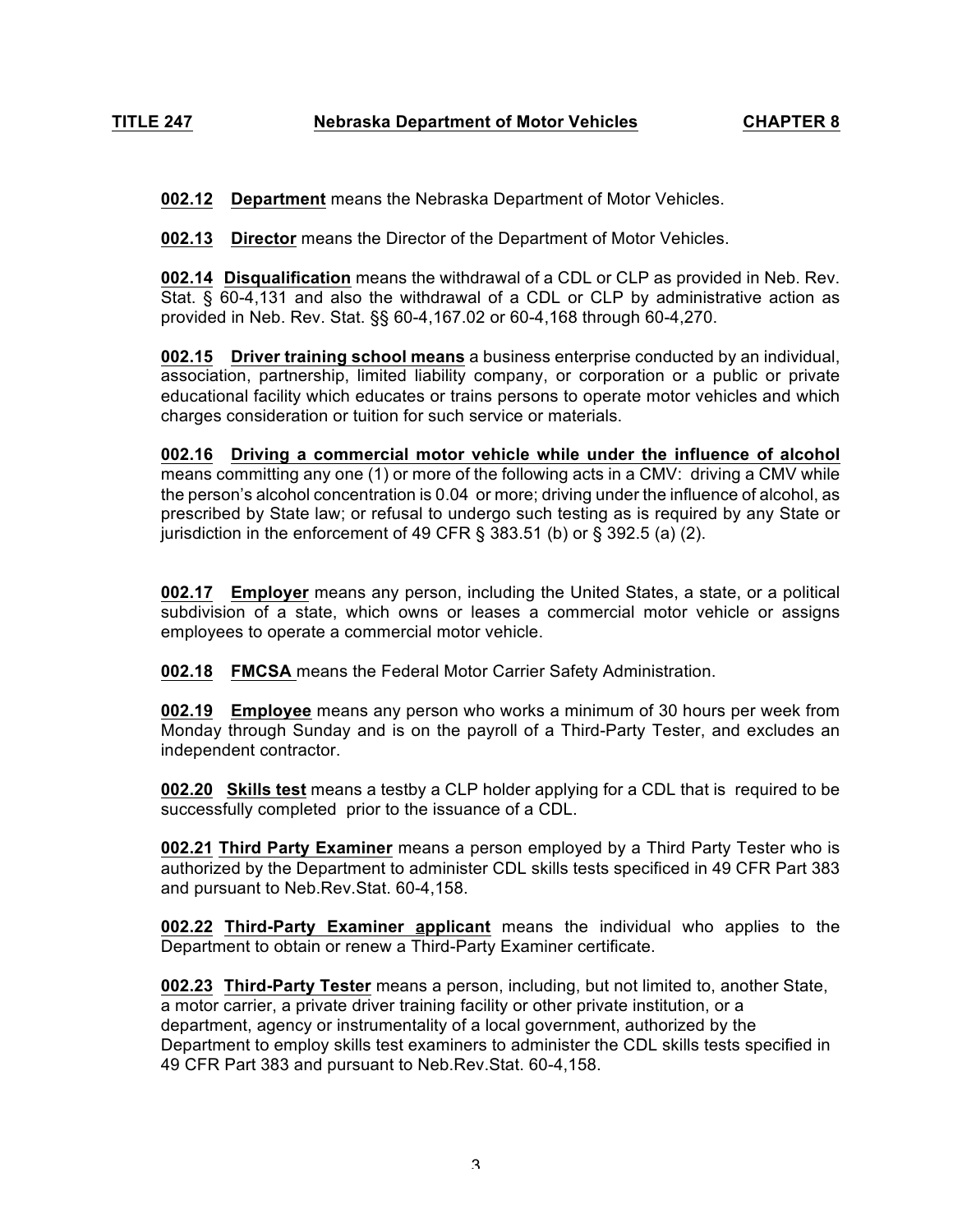**002.12 Department** means the Nebraska Department of Motor Vehicles.

**002.13 Director** means the Director of the Department of Motor Vehicles.

**002.14 Disqualification** means the withdrawal of a CDL or CLP as provided in Neb. Rev. Stat. § 60-4,131 and also the withdrawal of a CDL or CLP by administrative action as provided in Neb. Rev. Stat. §§ 60-4,167.02 or 60-4,168 through 60-4,270.

**002.15 Driver training school means** a business enterprise conducted by an individual, association, partnership, limited liability company, or corporation or a public or private educational facility which educates or trains persons to operate motor vehicles and which charges consideration or tuition for such service or materials.

**002.16 Driving a commercial motor vehicle while under the influence of alcohol** means committing any one (1) or more of the following acts in a CMV: driving a CMV while the person's alcohol concentration is 0.04 or more; driving under the influence of alcohol, as prescribed by State law; or refusal to undergo such testing as is required by any State or jurisdiction in the enforcement of 49 CFR § 383.51 (b) or § 392.5 (a) (2).

**002.17 Employer** means any person, including the United States, a state, or a political subdivision of a state, which owns or leases a commercial motor vehicle or assigns employees to operate a commercial motor vehicle.

**002.18 FMCSA** means the Federal Motor Carrier Safety Administration.

**002.19 Employee** means any person who works a minimum of 30 hours per week from Monday through Sunday and is on the payroll of a Third-Party Tester, and excludes an independent contractor.

**002.20 Skills test** means a testby a CLP holder applying for a CDL that is required to be successfully completed prior to the issuance of a CDL.

**002.21 Third Party Examiner** means a person employed by a Third Party Tester who is authorized by the Department to administer CDL skills tests specificed in 49 CFR Part 383 and pursuant to Neb.Rev.Stat. 60-4,158.

**002.22 Third-Party Examiner applicant** means the individual who applies to the Department to obtain or renew a Third-Party Examiner certificate.

**002.23 Third-Party Tester** means a person, including, but not limited to, another State, a motor carrier, a private driver training facility or other private institution, or a department, agency or instrumentality of a local government, authorized by the Department to employ skills test examiners to administer the CDL skills tests specified in 49 CFR Part 383 and pursuant to Neb.Rev.Stat. 60-4,158.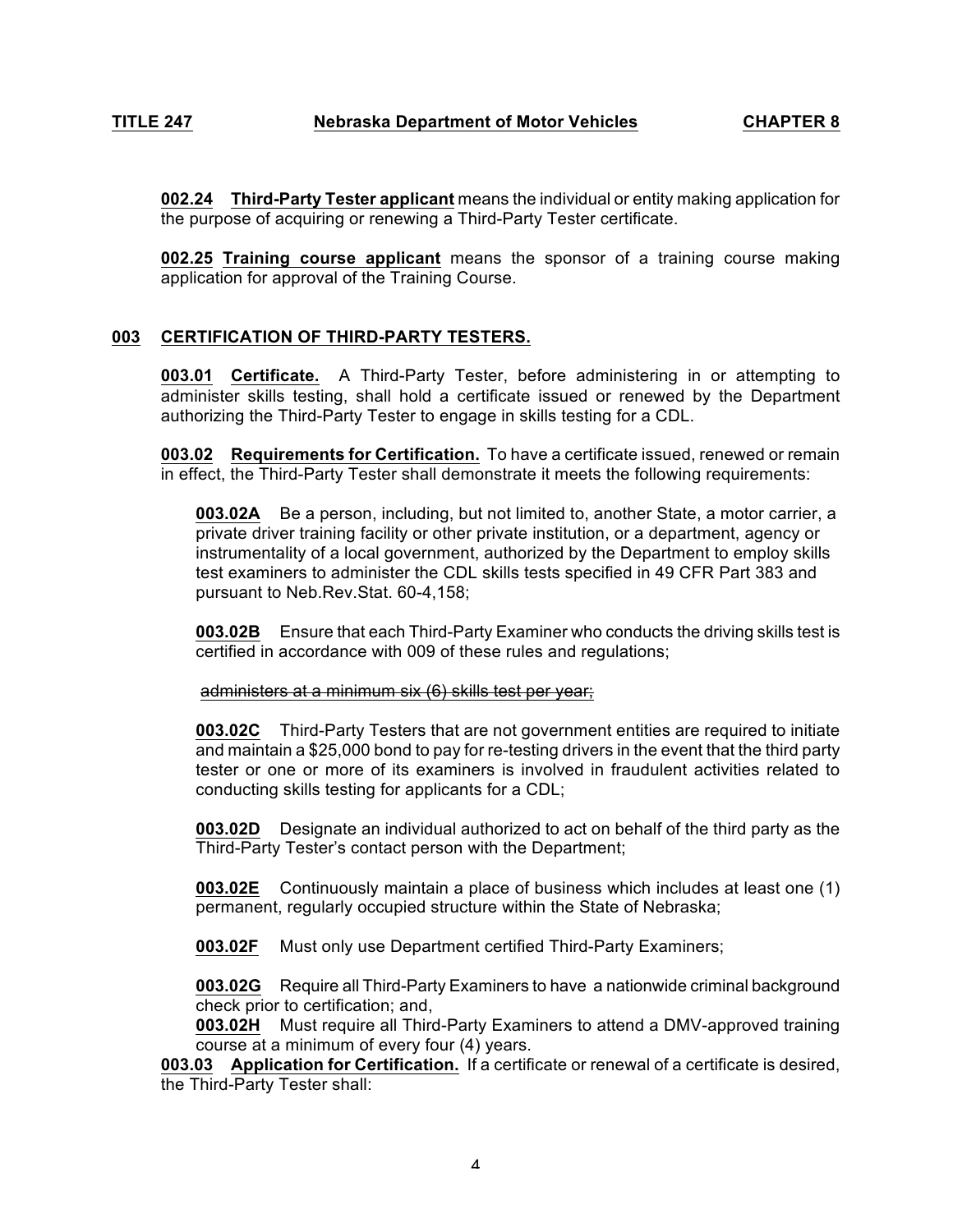**002.24 Third-Party Tester applicant** means the individual or entity making application for the purpose of acquiring or renewing a Third-Party Tester certificate.

**002.25 Training course applicant** means the sponsor of a training course making application for approval of the Training Course.

## 003 CERTIFICATION OF THIRD-PARTY TESTERS.

**003.01 Certificate.** A Third-Party Tester, before administering in or attempting to administer skills testing, shall hold a certificate issued or renewed by the Department authorizing the Third-Party Tester to engage in skills testing for a CDL.

**003.02 Requirements for Certification.** To have a certificate issued, renewed or remain in effect, the Third-Party Tester shall demonstrate it meets the following requirements:

**003.02A** Be a person, including, but not limited to, another State, a motor carrier, a private driver training facility or other private institution, or a department, agency or instrumentality of a local government, authorized by the Department to employ skills test examiners to administer the CDL skills tests specified in 49 CFR Part 383 and pursuant to Neb.Rev.Stat. 60-4,158;

**003.02B** Ensure that each Third-Party Examiner who conducts the driving skills test is certified in accordance with 009 of these rules and regulations;

~~administers at a minimum six (6) skills test per year;~~

**003.02C** Third-Party Testers that are not government entities are required to initiate and maintain a $25,000 bond to pay for re-testing drivers in the event that the third party tester or one or more of its examiners is involved in fraudulent activities related to conducting skills testing for applicants for a CDL;

**003.02D** Designate an individual authorized to act on behalf of the third party as the Third-Party Tester's contact person with the Department;

**003.02E** Continuously maintain a place of business which includes at least one (1) permanent, regularly occupied structure within the State of Nebraska;

**003.02F** Must only use Department certified Third-Party Examiners;

**003.02G** Require all Third-Party Examiners to have a nationwide criminal background check prior to certification; and,

**003.02H** Must require all Third-Party Examiners to attend a DMV-approved training course at a minimum of every four (4) years.

**003.03 Application for Certification.** If a certificate or renewal of a certificate is desired, the Third-Party Tester shall: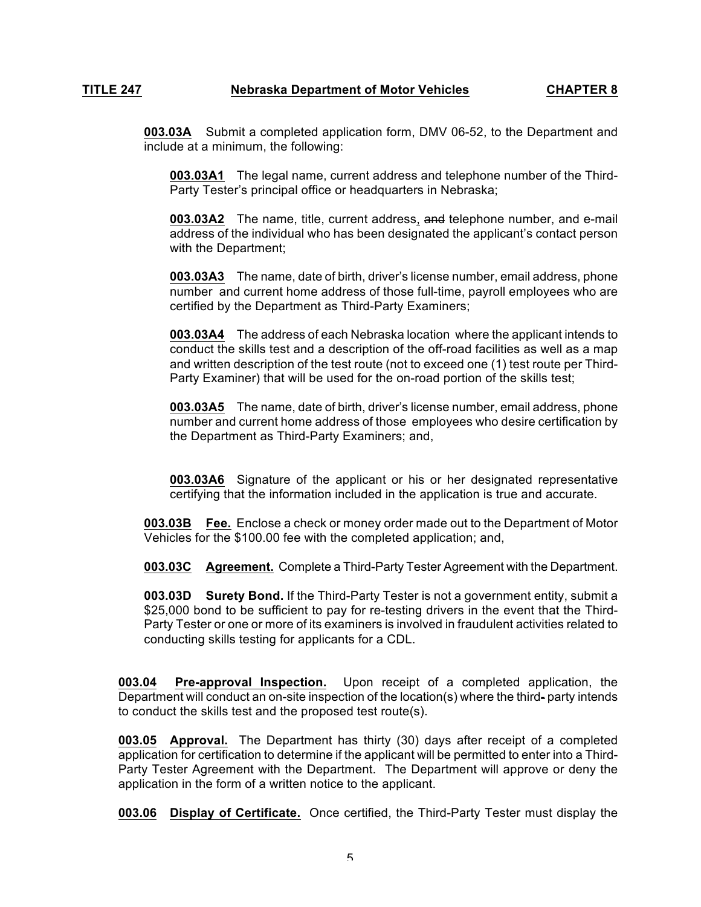**003.03A** Submit a completed application form, DMV 06-52, to the Department and include at a minimum, the following:

**003.03A1** The legal name, current address and telephone number of the Third-Party Tester's principal office or headquarters in Nebraska;

**003.03A2** The name, title, current address, ~~and~~ telephone number, and e-mail address of the individual who has been designated the applicant's contact person with the Department;

**003.03A3** The name, date of birth, driver's license number, email address, phone number and current home address of those full-time, payroll employees who are certified by the Department as Third-Party Examiners;

**003.03A4** The address of each Nebraska location where the applicant intends to conduct the skills test and a description of the off-road facilities as well as a map and written description of the test route (not to exceed one (1) test route per Third-Party Examiner) that will be used for the on-road portion of the skills test;

**003.03A5** The name, date of birth, driver's license number, email address, phone number and current home address of those employees who desire certification by the Department as Third-Party Examiners; and,

**003.03A6** Signature of the applicant or his or her designated representative certifying that the information included in the application is true and accurate.

**003.03B** **Fee.** Enclose a check or money order made out to the Department of Motor Vehicles for the $100.00 fee with the completed application; and,

**003.03C** **Agreement.** Complete a Third-Party Tester Agreement with the Department.

**003.03D** **Surety Bond.** If the Third-Party Tester is not a government entity, submit a $25,000 bond to be sufficient to pay for re-testing drivers in the event that the Third-Party Tester or one or more of its examiners is involved in fraudulent activities related to conducting skills testing for applicants for a CDL.

**003.04** **Pre-approval Inspection.** Upon receipt of a completed application, the Department will conduct an on-site inspection of the location(s) where the third-party intends to conduct the skills test and the proposed test route(s).

**003.05** **Approval.** The Department has thirty (30) days after receipt of a completed application for certification to determine if the applicant will be permitted to enter into a Third-Party Tester Agreement with the Department. The Department will approve or deny the application in the form of a written notice to the applicant.

**003.06** **Display of Certificate.** Once certified, the Third-Party Tester must display the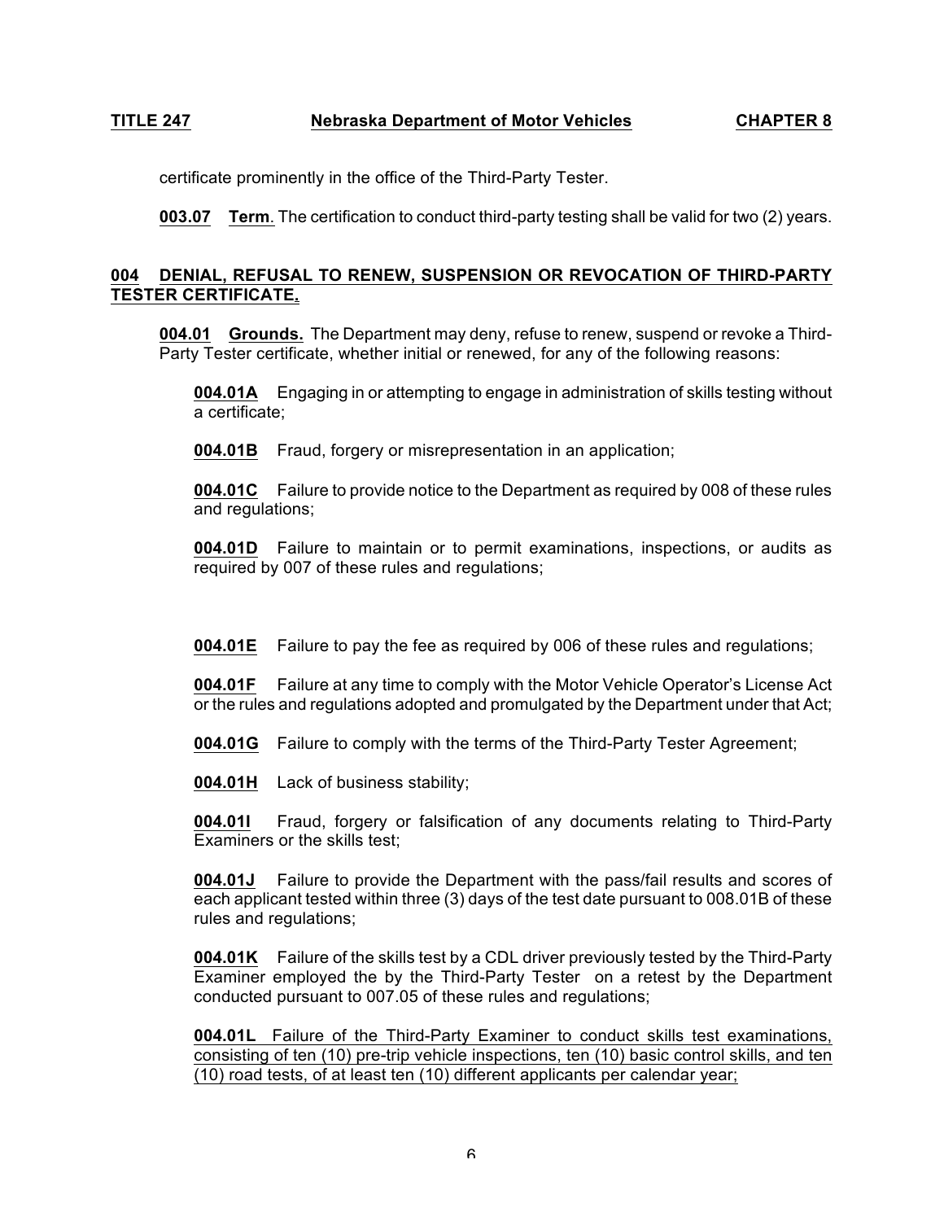certificate prominently in the office of the Third-Party Tester.

**003.07 Term**. The certification to conduct third-party testing shall be valid for two (2) years.

## 004 DENIAL, REFUSAL TO RENEW, SUSPENSION OR REVOCATION OF THIRD-PARTY TESTER CERTIFICATE.

**004.01 Grounds.** The Department may deny, refuse to renew, suspend or revoke a Third-Party Tester certificate, whether initial or renewed, for any of the following reasons:

**004.01A** Engaging in or attempting to engage in administration of skills testing without a certificate;

**004.01B** Fraud, forgery or misrepresentation in an application;

**004.01C** Failure to provide notice to the Department as required by 008 of these rules and regulations;

**004.01D** Failure to maintain or to permit examinations, inspections, or audits as required by 007 of these rules and regulations;

**004.01E** Failure to pay the fee as required by 006 of these rules and regulations;

**004.01F** Failure at any time to comply with the Motor Vehicle Operator's License Act or the rules and regulations adopted and promulgated by the Department under that Act;

**004.01G** Failure to comply with the terms of the Third-Party Tester Agreement;

**004.01H** Lack of business stability;

**004.01I** Fraud, forgery or falsification of any documents relating to Third-Party Examiners or the skills test;

**004.01J** Failure to provide the Department with the pass/fail results and scores of each applicant tested within three (3) days of the test date pursuant to 008.01B of these rules and regulations;

**004.01K** Failure of the skills test by a CDL driver previously tested by the Third-Party Examiner employed the by the Third-Party Tester on a retest by the Department conducted pursuant to 007.05 of these rules and regulations;

**004.01L** Failure of the Third-Party Examiner to conduct skills test examinations, consisting of ten (10) pre-trip vehicle inspections, ten (10) basic control skills, and ten (10) road tests, of at least ten (10) different applicants per calendar year;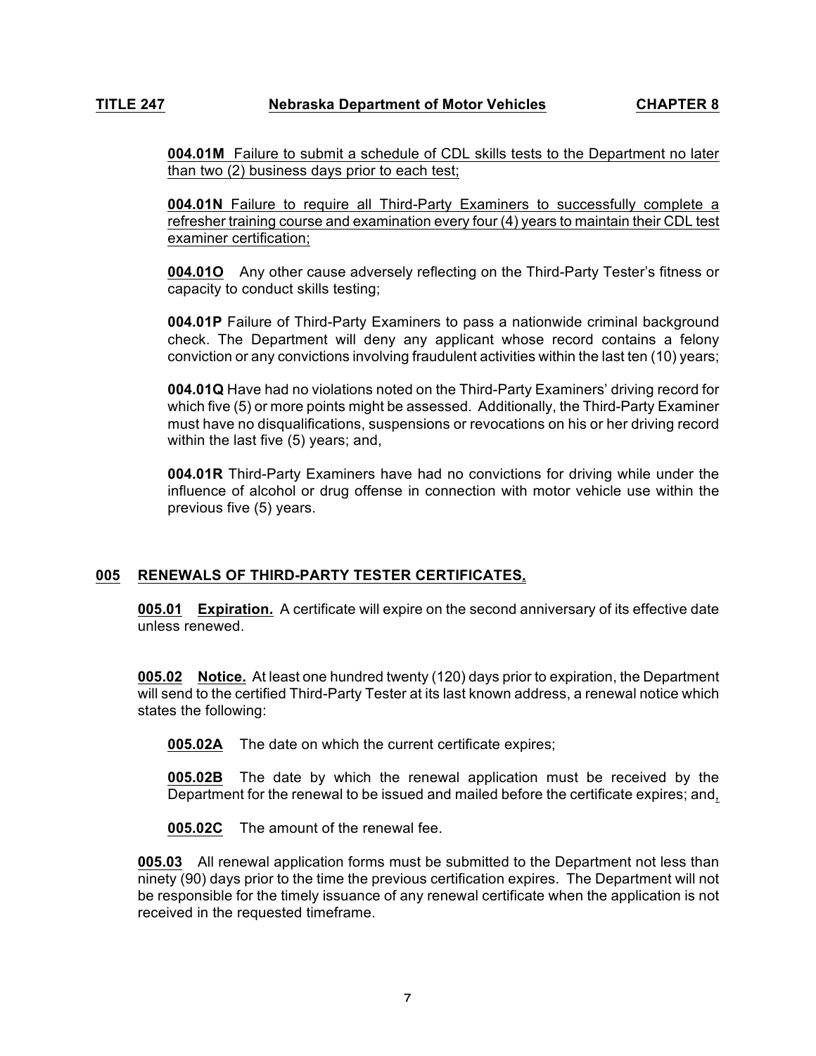**004.01M** Failure to submit a schedule of CDL skills tests to the Department no later than two (2) business days prior to each test;

**004.01N** Failure to require all Third-Party Examiners to successfully complete a refresher training course and examination every four (4) years to maintain their CDL test examiner certification;

**004.01O** Any other cause adversely reflecting on the Third-Party Tester's fitness or capacity to conduct skills testing;

**004.01P** Failure of Third-Party Examiners to pass a nationwide criminal background check. The Department will deny any applicant whose record contains a felony conviction or any convictions involving fraudulent activities within the last ten (10) years;

**004.01Q** Have had no violations noted on the Third-Party Examiners' driving record for which five (5) or more points might be assessed. Additionally, the Third-Party Examiner must have no disqualifications, suspensions or revocations on his or her driving record within the last five (5) years; and,

**004.01R** Third-Party Examiners have had no convictions for driving while under the influence of alcohol or drug offense in connection with motor vehicle use within the previous five (5) years.

## 005 RENEWALS OF THIRD-PARTY TESTER CERTIFICATES.

**005.01 Expiration.** A certificate will expire on the second anniversary of its effective date unless renewed.

**005.02 Notice.** At least one hundred twenty (120) days prior to expiration, the Department will send to the certified Third-Party Tester at its last known address, a renewal notice which states the following:

**005.02A** The date on which the current certificate expires;

**005.02B** The date by which the renewal application must be received by the Department for the renewal to be issued and mailed before the certificate expires; and,

**005.02C** The amount of the renewal fee.

**005.03** All renewal application forms must be submitted to the Department not less than ninety (90) days prior to the time the previous certification expires. The Department will not be responsible for the timely issuance of any renewal certificate when the application is not received in the requested timeframe.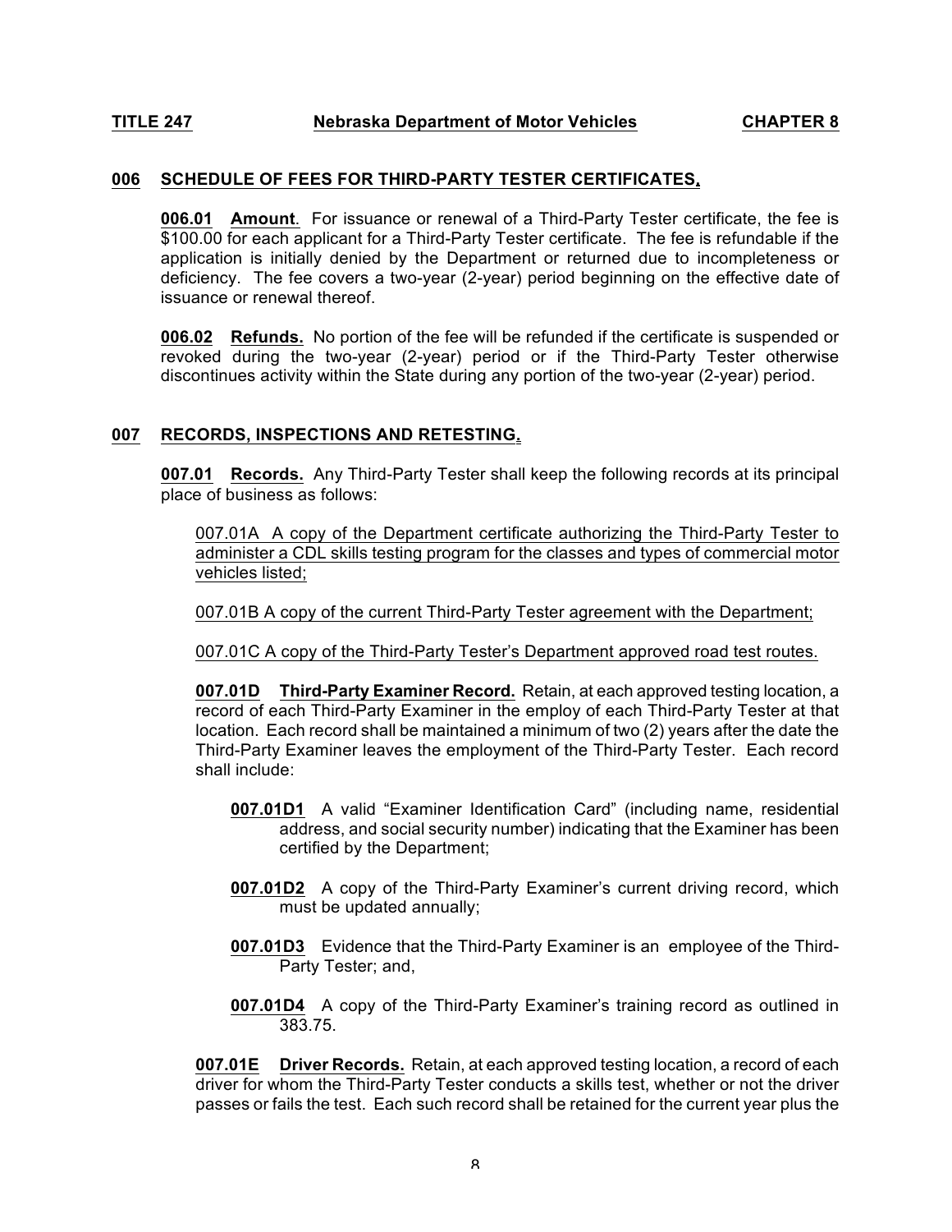## **006 SCHEDULE OF FEES FOR THIRD-PARTY TESTER CERTIFICATES.**

**006.01 Amount**. For issuance or renewal of a Third-Party Tester certificate, the fee is $100.00 for each applicant for a Third-Party Tester certificate. The fee is refundable if the application is initially denied by the Department or returned due to incompleteness or deficiency. The fee covers a two-year (2-year) period beginning on the effective date of issuance or renewal thereof.

**006.02 Refunds.** No portion of the fee will be refunded if the certificate is suspended or revoked during the two-year (2-year) period or if the Third-Party Tester otherwise discontinues activity within the State during any portion of the two-year (2-year) period.

## **007 RECORDS, INSPECTIONS AND RETESTING.**

**007.01 Records.** Any Third-Party Tester shall keep the following records at its principal place of business as follows:

007.01A A copy of the Department certificate authorizing the Third-Party Tester to administer a CDL skills testing program for the classes and types of commercial motor vehicles listed;

007.01B A copy of the current Third-Party Tester agreement with the Department;

007.01C A copy of the Third-Party Tester's Department approved road test routes.

**007.01D Third-Party Examiner Record.** Retain, at each approved testing location, a record of each Third-Party Examiner in the employ of each Third-Party Tester at that location. Each record shall be maintained a minimum of two (2) years after the date the Third-Party Examiner leaves the employment of the Third-Party Tester. Each record shall include:

**007.01D1** A valid "Examiner Identification Card" (including name, residential address, and social security number) indicating that the Examiner has been certified by the Department;

**007.01D2** A copy of the Third-Party Examiner's current driving record, which must be updated annually;

**007.01D3** Evidence that the Third-Party Examiner is an employee of the Third-Party Tester; and,

**007.01D4** A copy of the Third-Party Examiner's training record as outlined in 383.75.

**007.01E Driver Records.** Retain, at each approved testing location, a record of each driver for whom the Third-Party Tester conducts a skills test, whether or not the driver passes or fails the test. Each such record shall be retained for the current year plus the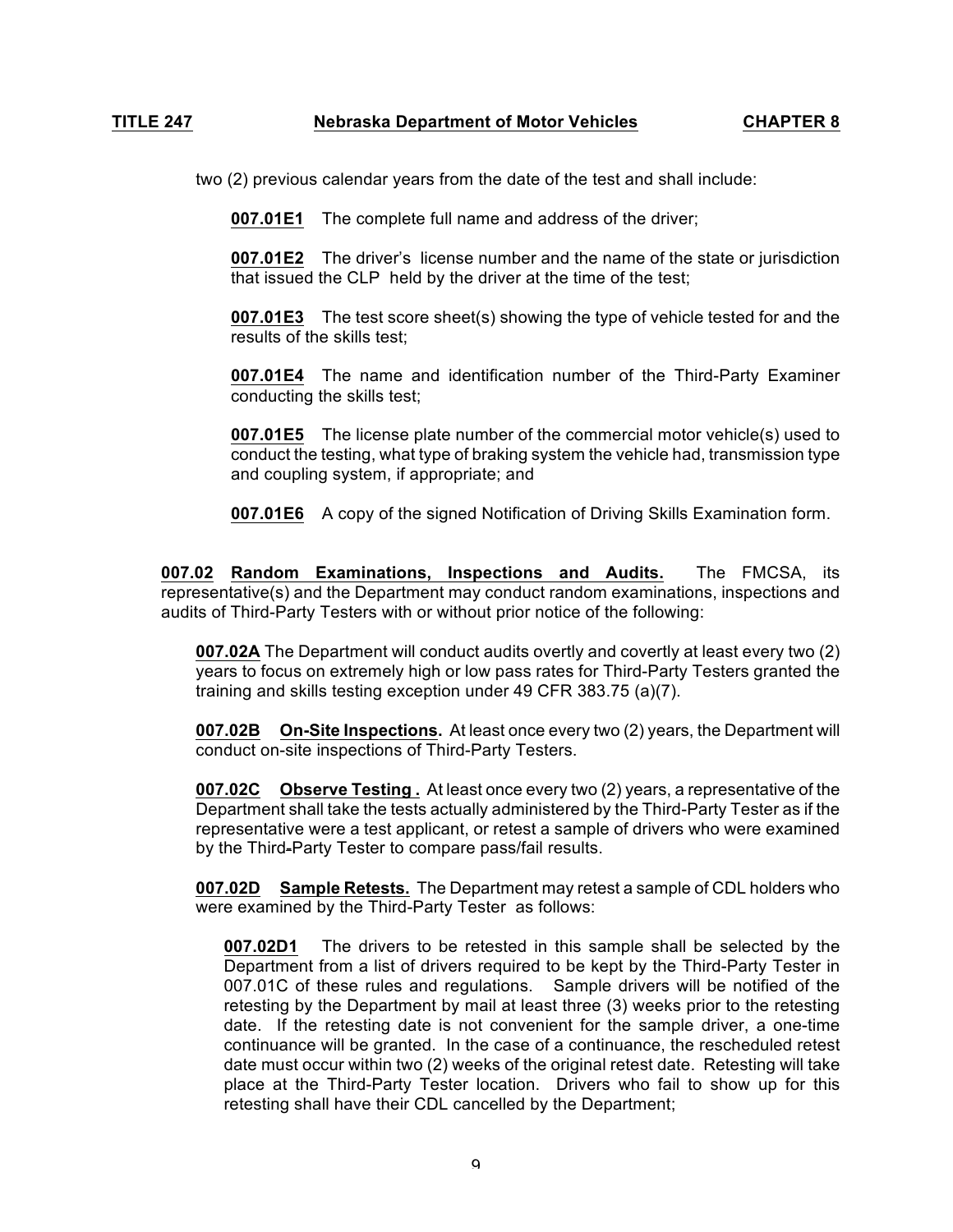two (2) previous calendar years from the date of the test and shall include:

**007.01E1** The complete full name and address of the driver;

**007.01E2** The driver's license number and the name of the state or jurisdiction that issued the CLP held by the driver at the time of the test;

**007.01E3** The test score sheet(s) showing the type of vehicle tested for and the results of the skills test;

**007.01E4** The name and identification number of the Third-Party Examiner conducting the skills test;

**007.01E5** The license plate number of the commercial motor vehicle(s) used to conduct the testing, what type of braking system the vehicle had, transmission type and coupling system, if appropriate; and

**007.01E6** A copy of the signed Notification of Driving Skills Examination form.

**007.02 Random Examinations, Inspections and Audits.** The FMCSA, its representative(s) and the Department may conduct random examinations, inspections and audits of Third-Party Testers with or without prior notice of the following:

**007.02A** The Department will conduct audits overtly and covertly at least every two (2) years to focus on extremely high or low pass rates for Third-Party Testers granted the training and skills testing exception under 49 CFR 383.75 (a)(7).

**007.02B On-Site Inspections.** At least once every two (2) years, the Department will conduct on-site inspections of Third-Party Testers.

**007.02C Observe Testing .** At least once every two (2) years, a representative of the Department shall take the tests actually administered by the Third-Party Tester as if the representative were a test applicant, or retest a sample of drivers who were examined by the Third-Party Tester to compare pass/fail results.

**007.02D Sample Retests.** The Department may retest a sample of CDL holders who were examined by the Third-Party Tester as follows:

**007.02D1** The drivers to be retested in this sample shall be selected by the Department from a list of drivers required to be kept by the Third-Party Tester in 007.01C of these rules and regulations. Sample drivers will be notified of the retesting by the Department by mail at least three (3) weeks prior to the retesting date. If the retesting date is not convenient for the sample driver, a one-time continuance will be granted. In the case of a continuance, the rescheduled retest date must occur within two (2) weeks of the original retest date. Retesting will take place at the Third-Party Tester location. Drivers who fail to show up for this retesting shall have their CDL cancelled by the Department;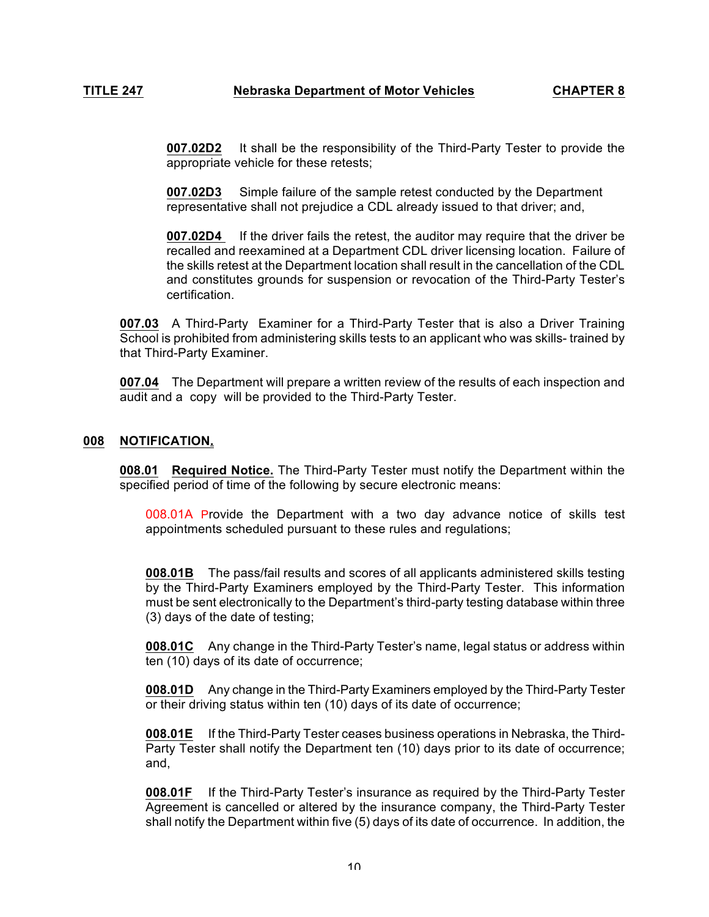**007.02D2** It shall be the responsibility of the Third-Party Tester to provide the appropriate vehicle for these retests;

**007.02D3** Simple failure of the sample retest conducted by the Department representative shall not prejudice a CDL already issued to that driver; and,

**007.02D4** If the driver fails the retest, the auditor may require that the driver be recalled and reexamined at a Department CDL driver licensing location. Failure of the skills retest at the Department location shall result in the cancellation of the CDL and constitutes grounds for suspension or revocation of the Third-Party Tester's certification.

**007.03** A Third-Party Examiner for a Third-Party Tester that is also a Driver Training School is prohibited from administering skills tests to an applicant who was skills- trained by that Third-Party Examiner.

**007.04** The Department will prepare a written review of the results of each inspection and audit and a copy will be provided to the Third-Party Tester.

## 008 NOTIFICATION.

**008.01 Required Notice.** The Third-Party Tester must notify the Department within the specified period of time of the following by secure electronic means:

008.01A Provide the Department with a two day advance notice of skills test appointments scheduled pursuant to these rules and regulations;

**008.01B** The pass/fail results and scores of all applicants administered skills testing by the Third-Party Examiners employed by the Third-Party Tester. This information must be sent electronically to the Department's third-party testing database within three (3) days of the date of testing;

**008.01C** Any change in the Third-Party Tester's name, legal status or address within ten (10) days of its date of occurrence;

**008.01D** Any change in the Third-Party Examiners employed by the Third-Party Tester or their driving status within ten (10) days of its date of occurrence;

**008.01E** If the Third-Party Tester ceases business operations in Nebraska, the Third-Party Tester shall notify the Department ten (10) days prior to its date of occurrence; and,

**008.01F** If the Third-Party Tester's insurance as required by the Third-Party Tester Agreement is cancelled or altered by the insurance company, the Third-Party Tester shall notify the Department within five (5) days of its date of occurrence. In addition, the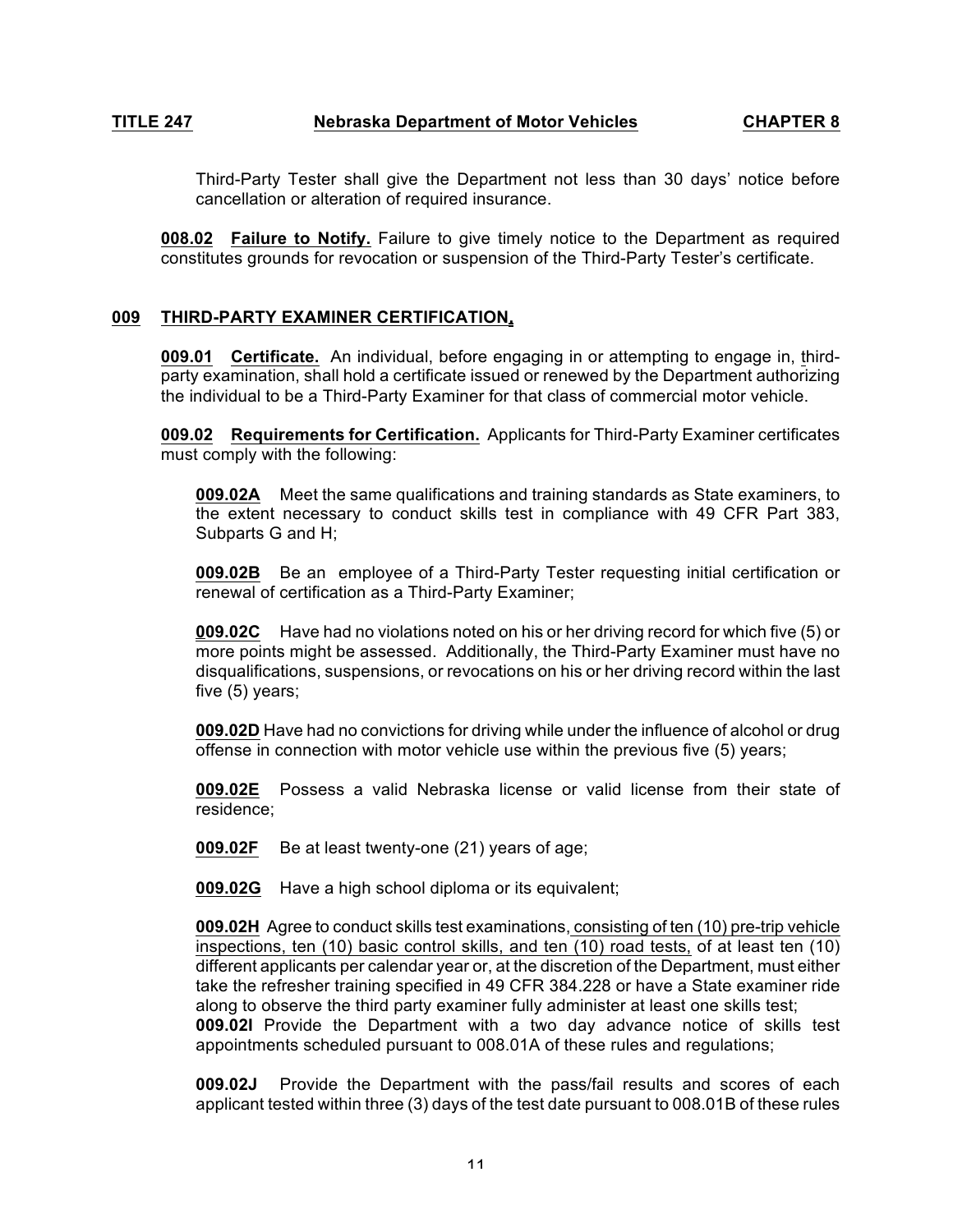Third-Party Tester shall give the Department not less than 30 days' notice before cancellation or alteration of required insurance.

**008.02 Failure to Notify.** Failure to give timely notice to the Department as required constitutes grounds for revocation or suspension of the Third-Party Tester's certificate.

## 009 THIRD-PARTY EXAMINER CERTIFICATION.

**009.01 Certificate.** An individual, before engaging in or attempting to engage in, third-party examination, shall hold a certificate issued or renewed by the Department authorizing the individual to be a Third-Party Examiner for that class of commercial motor vehicle.

**009.02 Requirements for Certification.** Applicants for Third-Party Examiner certificates must comply with the following:

**009.02A** Meet the same qualifications and training standards as State examiners, to the extent necessary to conduct skills test in compliance with 49 CFR Part 383, Subparts G and H;

**009.02B** Be an employee of a Third-Party Tester requesting initial certification or renewal of certification as a Third-Party Examiner;

**009.02C** Have had no violations noted on his or her driving record for which five (5) or more points might be assessed. Additionally, the Third-Party Examiner must have no disqualifications, suspensions, or revocations on his or her driving record within the last five (5) years;

**009.02D** Have had no convictions for driving while under the influence of alcohol or drug offense in connection with motor vehicle use within the previous five (5) years;

**009.02E** Possess a valid Nebraska license or valid license from their state of residence;

**009.02F** Be at least twenty-one (21) years of age;

**009.02G** Have a high school diploma or its equivalent;

**009.02H** Agree to conduct skills test examinations, consisting of ten (10) pre-trip vehicle inspections, ten (10) basic control skills, and ten (10) road tests, of at least ten (10) different applicants per calendar year or, at the discretion of the Department, must either take the refresher training specified in 49 CFR 384.228 or have a State examiner ride along to observe the third party examiner fully administer at least one skills test;

**009.02I** Provide the Department with a two day advance notice of skills test appointments scheduled pursuant to 008.01A of these rules and regulations;

**009.02J** Provide the Department with the pass/fail results and scores of each applicant tested within three (3) days of the test date pursuant to 008.01B of these rules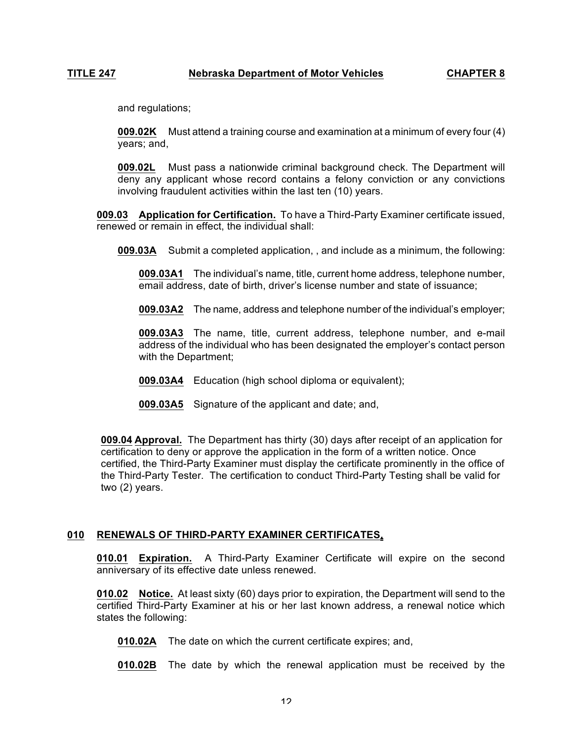and regulations;

**009.02K** Must attend a training course and examination at a minimum of every four (4) years; and,

**009.02L** Must pass a nationwide criminal background check. The Department will deny any applicant whose record contains a felony conviction or any convictions involving fraudulent activities within the last ten (10) years.

**009.03 Application for Certification.** To have a Third-Party Examiner certificate issued, renewed or remain in effect, the individual shall:

**009.03A** Submit a completed application, , and include as a minimum, the following:

**009.03A1** The individual's name, title, current home address, telephone number, email address, date of birth, driver's license number and state of issuance;

**009.03A2** The name, address and telephone number of the individual's employer;

**009.03A3** The name, title, current address, telephone number, and e-mail address of the individual who has been designated the employer's contact person with the Department;

**009.03A4** Education (high school diploma or equivalent);

**009.03A5** Signature of the applicant and date; and,

**009.04 Approval.** The Department has thirty (30) days after receipt of an application for certification to deny or approve the application in the form of a written notice. Once certified, the Third-Party Examiner must display the certificate prominently in the office of the Third-Party Tester. The certification to conduct Third-Party Testing shall be valid for two (2) years.

## 010 RENEWALS OF THIRD-PARTY EXAMINER CERTIFICATES.

**010.01 Expiration.** A Third-Party Examiner Certificate will expire on the second anniversary of its effective date unless renewed.

**010.02 Notice.** At least sixty (60) days prior to expiration, the Department will send to the certified Third-Party Examiner at his or her last known address, a renewal notice which states the following:

**010.02A** The date on which the current certificate expires; and,

**010.02B** The date by which the renewal application must be received by the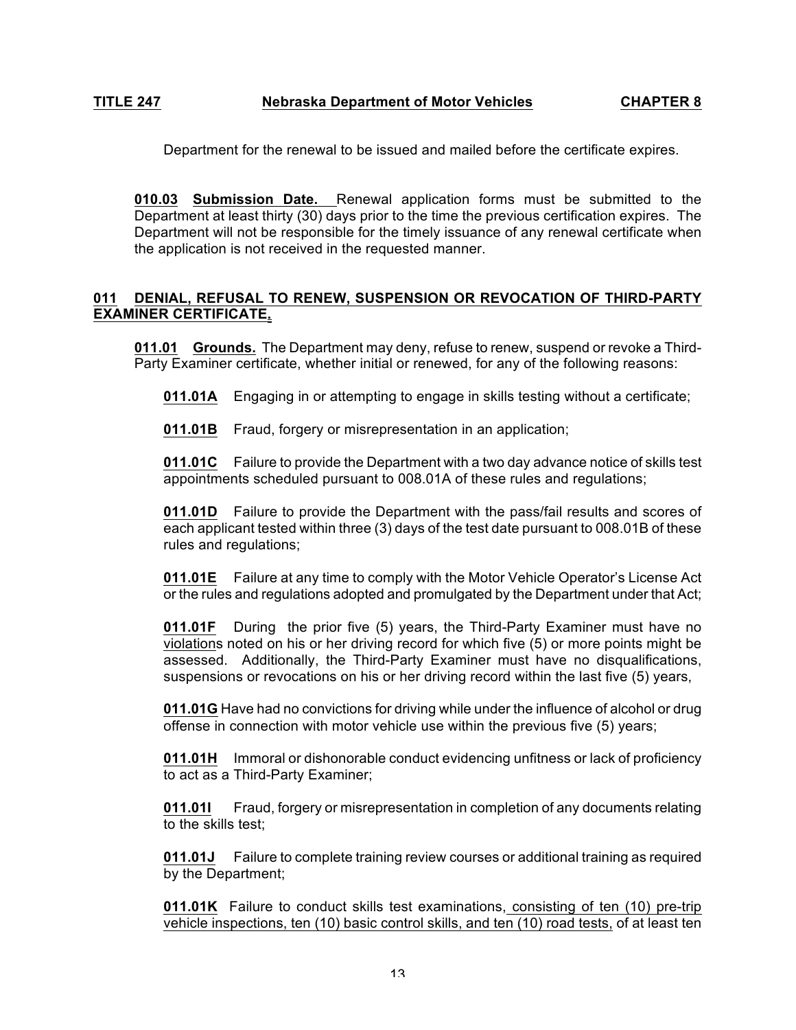Department for the renewal to be issued and mailed before the certificate expires.

**010.03 Submission Date.** Renewal application forms must be submitted to the Department at least thirty (30) days prior to the time the previous certification expires. The Department will not be responsible for the timely issuance of any renewal certificate when the application is not received in the requested manner.

## 011 DENIAL, REFUSAL TO RENEW, SUSPENSION OR REVOCATION OF THIRD-PARTY EXAMINER CERTIFICATE.

**011.01 Grounds.** The Department may deny, refuse to renew, suspend or revoke a Third-Party Examiner certificate, whether initial or renewed, for any of the following reasons:

**011.01A** Engaging in or attempting to engage in skills testing without a certificate;

**011.01B** Fraud, forgery or misrepresentation in an application;

**011.01C** Failure to provide the Department with a two day advance notice of skills test appointments scheduled pursuant to 008.01A of these rules and regulations;

**011.01D** Failure to provide the Department with the pass/fail results and scores of each applicant tested within three (3) days of the test date pursuant to 008.01B of these rules and regulations;

**011.01E** Failure at any time to comply with the Motor Vehicle Operator's License Act or the rules and regulations adopted and promulgated by the Department under that Act;

**011.01F** During the prior five (5) years, the Third-Party Examiner must have no violations noted on his or her driving record for which five (5) or more points might be assessed. Additionally, the Third-Party Examiner must have no disqualifications, suspensions or revocations on his or her driving record within the last five (5) years,

**011.01G** Have had no convictions for driving while under the influence of alcohol or drug offense in connection with motor vehicle use within the previous five (5) years;

**011.01H** Immoral or dishonorable conduct evidencing unfitness or lack of proficiency to act as a Third-Party Examiner;

**011.01I** Fraud, forgery or misrepresentation in completion of any documents relating to the skills test;

**011.01J** Failure to complete training review courses or additional training as required by the Department;

**011.01K** Failure to conduct skills test examinations, consisting of ten (10) pre-trip vehicle inspections, ten (10) basic control skills, and ten (10) road tests, of at least ten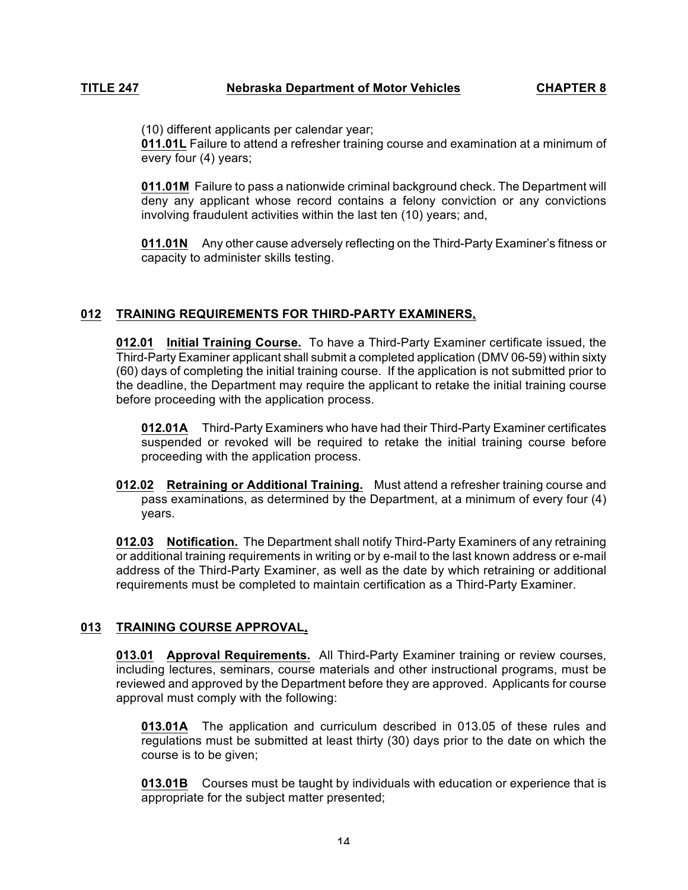(10) different applicants per calendar year;

**011.01L** Failure to attend a refresher training course and examination at a minimum of every four (4) years;

**011.01M** Failure to pass a nationwide criminal background check. The Department will deny any applicant whose record contains a felony conviction or any convictions involving fraudulent activities within the last ten (10) years; and,

**011.01N** Any other cause adversely reflecting on the Third-Party Examiner's fitness or capacity to administer skills testing.

## 012 TRAINING REQUIREMENTS FOR THIRD-PARTY EXAMINERS.

**012.01 Initial Training Course.** To have a Third-Party Examiner certificate issued, the Third-Party Examiner applicant shall submit a completed application (DMV 06-59) within sixty (60) days of completing the initial training course. If the application is not submitted prior to the deadline, the Department may require the applicant to retake the initial training course before proceeding with the application process.

**012.01A** Third-Party Examiners who have had their Third-Party Examiner certificates suspended or revoked will be required to retake the initial training course before proceeding with the application process.

**012.02 Retraining or Additional Training.** Must attend a refresher training course and pass examinations, as determined by the Department, at a minimum of every four (4) years.

**012.03 Notification.** The Department shall notify Third-Party Examiners of any retraining or additional training requirements in writing or by e-mail to the last known address or e-mail address of the Third-Party Examiner, as well as the date by which retraining or additional requirements must be completed to maintain certification as a Third-Party Examiner.

## 013 TRAINING COURSE APPROVAL.

**013.01 Approval Requirements.** All Third-Party Examiner training or review courses, including lectures, seminars, course materials and other instructional programs, must be reviewed and approved by the Department before they are approved. Applicants for course approval must comply with the following:

**013.01A** The application and curriculum described in 013.05 of these rules and regulations must be submitted at least thirty (30) days prior to the date on which the course is to be given;

**013.01B** Courses must be taught by individuals with education or experience that is appropriate for the subject matter presented;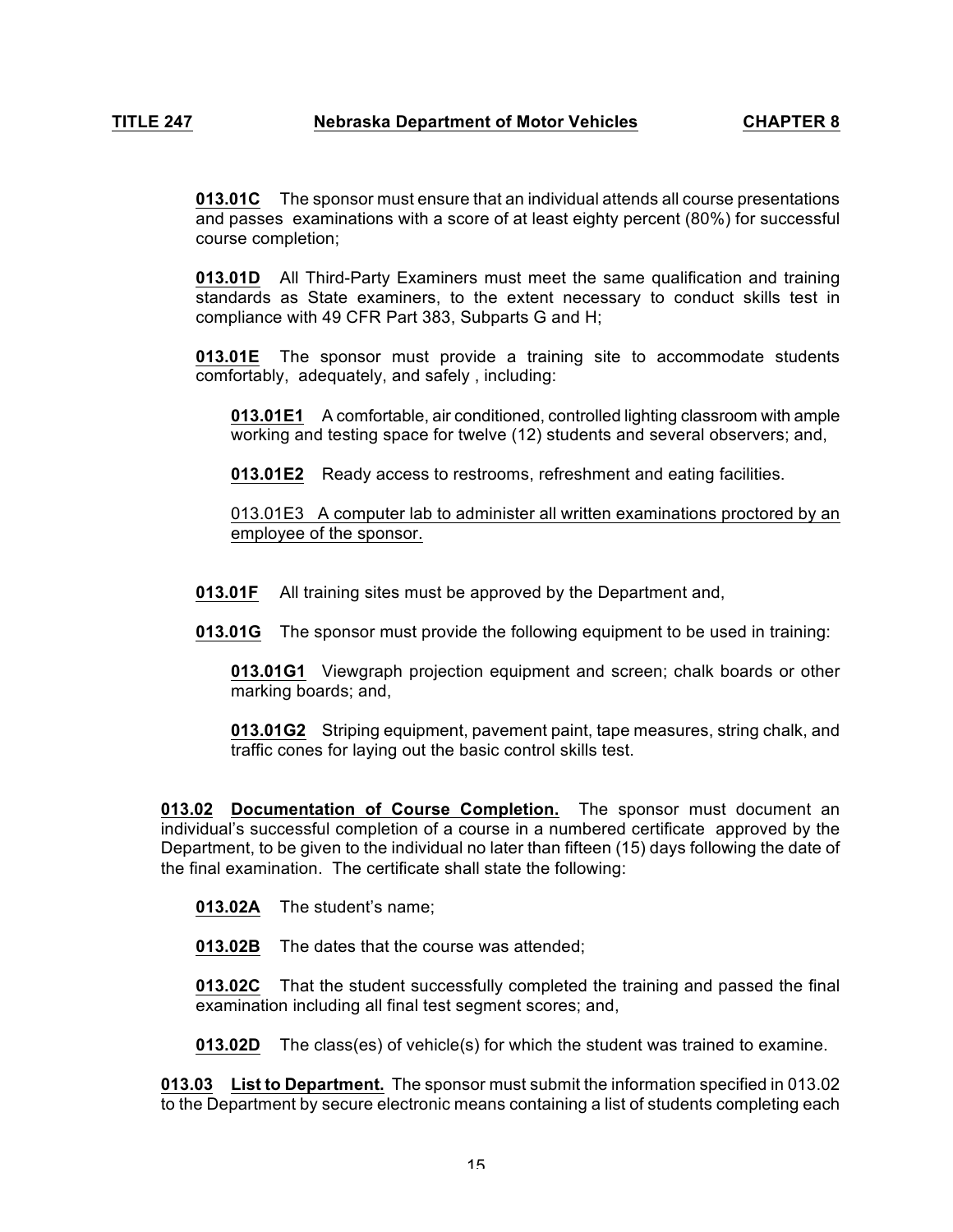**013.01C** The sponsor must ensure that an individual attends all course presentations and passes examinations with a score of at least eighty percent (80%) for successful course completion;

**013.01D** All Third-Party Examiners must meet the same qualification and training standards as State examiners, to the extent necessary to conduct skills test in compliance with 49 CFR Part 383, Subparts G and H;

**013.01E** The sponsor must provide a training site to accommodate students comfortably, adequately, and safely , including:

> **013.01E1** A comfortable, air conditioned, controlled lighting classroom with ample working and testing space for twelve (12) students and several observers; and,
>
> **013.01E2** Ready access to restrooms, refreshment and eating facilities.
>
> 013.01E3 A computer lab to administer all written examinations proctored by an employee of the sponsor.

**013.01F** All training sites must be approved by the Department and,

**013.01G** The sponsor must provide the following equipment to be used in training:

> **013.01G1** Viewgraph projection equipment and screen; chalk boards or other marking boards; and,
>
> **013.01G2** Striping equipment, pavement paint, tape measures, string chalk, and traffic cones for laying out the basic control skills test.

**013.02 Documentation of Course Completion.** The sponsor must document an individual's successful completion of a course in a numbered certificate approved by the Department, to be given to the individual no later than fifteen (15) days following the date of the final examination. The certificate shall state the following:

**013.02A** The student's name;

**013.02B** The dates that the course was attended;

**013.02C** That the student successfully completed the training and passed the final examination including all final test segment scores; and,

**013.02D** The class(es) of vehicle(s) for which the student was trained to examine.

**013.03 List to Department.** The sponsor must submit the information specified in 013.02 to the Department by secure electronic means containing a list of students completing each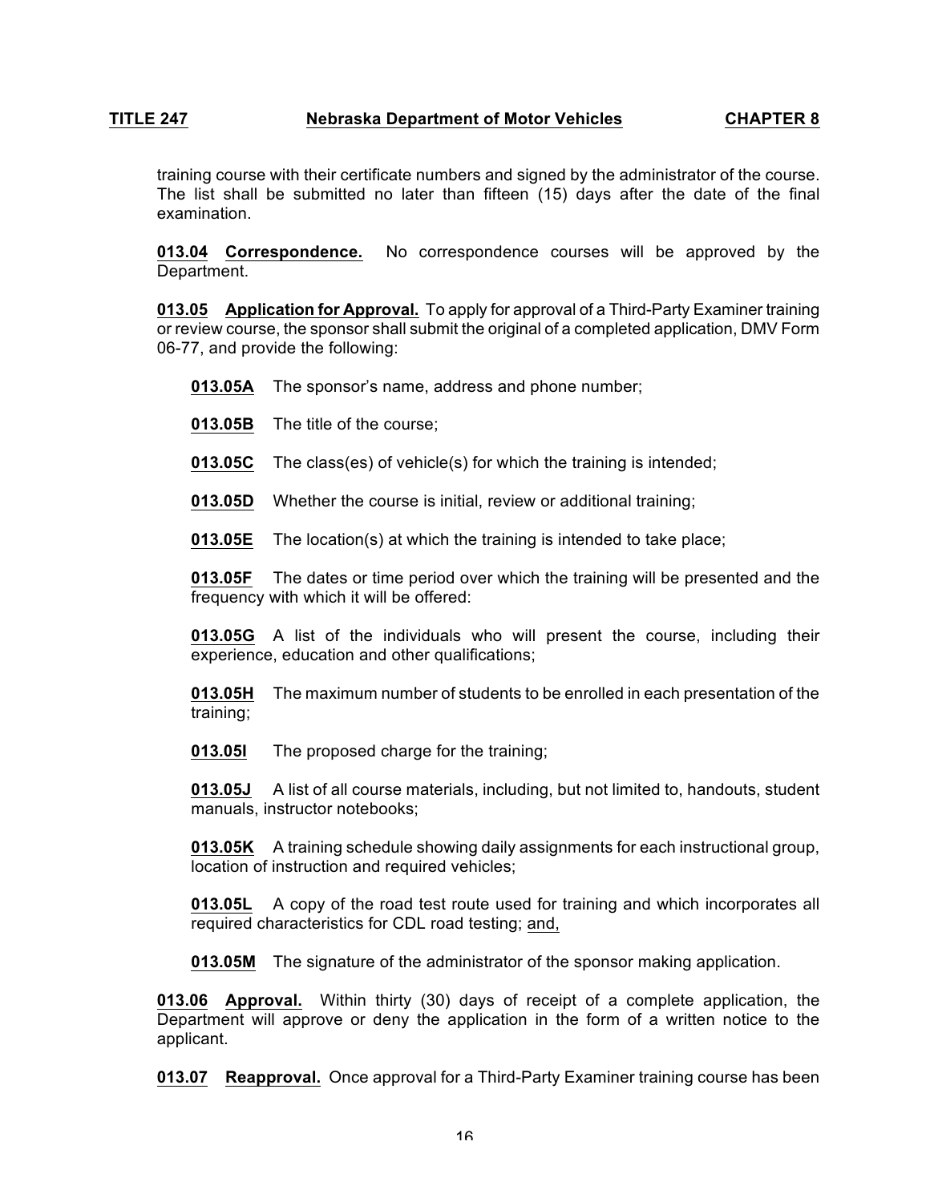training course with their certificate numbers and signed by the administrator of the course. The list shall be submitted no later than fifteen (15) days after the date of the final examination.

**013.04 Correspondence.** No correspondence courses will be approved by the Department.

**013.05 Application for Approval.** To apply for approval of a Third-Party Examiner training or review course, the sponsor shall submit the original of a completed application, DMV Form 06-77, and provide the following:

**013.05A** The sponsor's name, address and phone number;

**013.05B** The title of the course;

**013.05C** The class(es) of vehicle(s) for which the training is intended;

**013.05D** Whether the course is initial, review or additional training;

**013.05E** The location(s) at which the training is intended to take place;

**013.05F** The dates or time period over which the training will be presented and the frequency with which it will be offered:

**013.05G** A list of the individuals who will present the course, including their experience, education and other qualifications;

**013.05H** The maximum number of students to be enrolled in each presentation of the training;

**013.05I** The proposed charge for the training;

**013.05J** A list of all course materials, including, but not limited to, handouts, student manuals, instructor notebooks;

**013.05K** A training schedule showing daily assignments for each instructional group, location of instruction and required vehicles;

**013.05L** A copy of the road test route used for training and which incorporates all required characteristics for CDL road testing; and,

**013.05M** The signature of the administrator of the sponsor making application.

**013.06 Approval.** Within thirty (30) days of receipt of a complete application, the Department will approve or deny the application in the form of a written notice to the applicant.

**013.07 Reapproval.** Once approval for a Third-Party Examiner training course has been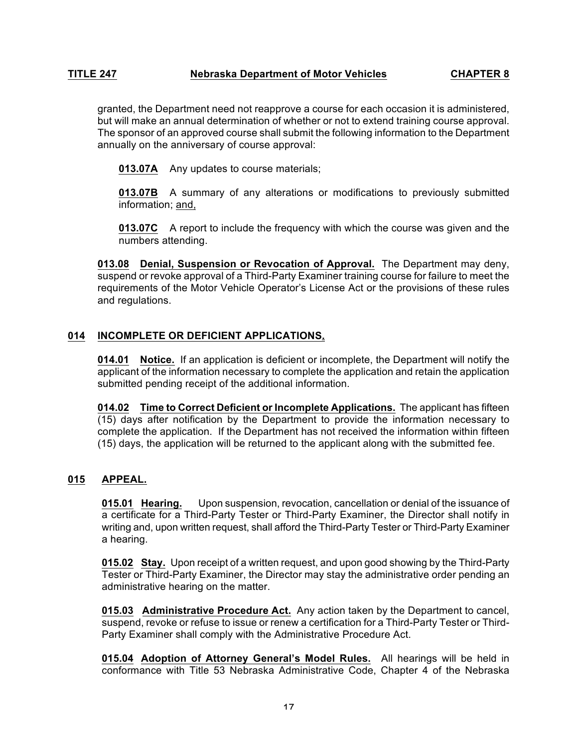granted, the Department need not reapprove a course for each occasion it is administered, but will make an annual determination of whether or not to extend training course approval. The sponsor of an approved course shall submit the following information to the Department annually on the anniversary of course approval:

**013.07A** Any updates to course materials;

**013.07B** A summary of any alterations or modifications to previously submitted information; and,

**013.07C** A report to include the frequency with which the course was given and the numbers attending.

**013.08 Denial, Suspension or Revocation of Approval.** The Department may deny, suspend or revoke approval of a Third-Party Examiner training course for failure to meet the requirements of the Motor Vehicle Operator's License Act or the provisions of these rules and regulations.

## 014 INCOMPLETE OR DEFICIENT APPLICATIONS.

**014.01 Notice.** If an application is deficient or incomplete, the Department will notify the applicant of the information necessary to complete the application and retain the application submitted pending receipt of the additional information.

**014.02 Time to Correct Deficient or Incomplete Applications.** The applicant has fifteen (15) days after notification by the Department to provide the information necessary to complete the application. If the Department has not received the information within fifteen (15) days, the application will be returned to the applicant along with the submitted fee.

## 015 APPEAL.

**015.01 Hearing.** Upon suspension, revocation, cancellation or denial of the issuance of a certificate for a Third-Party Tester or Third-Party Examiner, the Director shall notify in writing and, upon written request, shall afford the Third-Party Tester or Third-Party Examiner a hearing.

**015.02 Stay.** Upon receipt of a written request, and upon good showing by the Third-Party Tester or Third-Party Examiner, the Director may stay the administrative order pending an administrative hearing on the matter.

**015.03 Administrative Procedure Act.** Any action taken by the Department to cancel, suspend, revoke or refuse to issue or renew a certification for a Third-Party Tester or Third-Party Examiner shall comply with the Administrative Procedure Act.

**015.04 Adoption of Attorney General's Model Rules.** All hearings will be held in conformance with Title 53 Nebraska Administrative Code, Chapter 4 of the Nebraska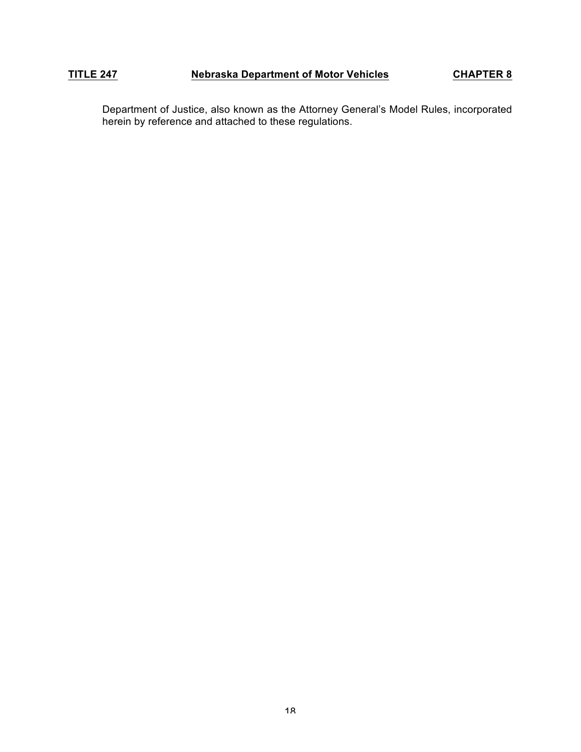Department of Justice, also known as the Attorney General's Model Rules, incorporated herein by reference and attached to these regulations.